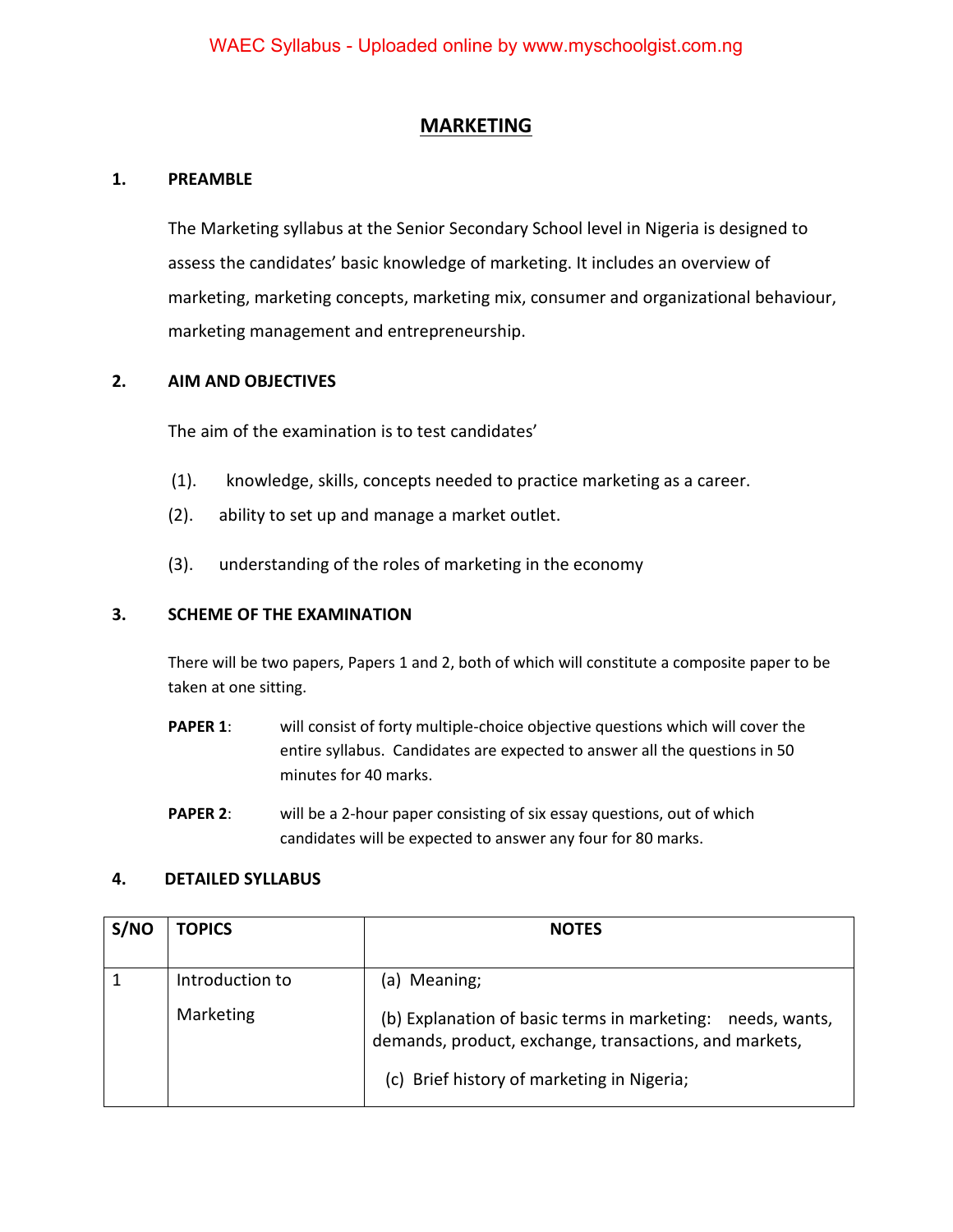# MARKETING

## 1. PREAMBLE

The Marketing syllabus at the Senior Secondary School level in Nigeria is designed to assess the candidates' basic knowledge of marketing. It includes an overview of marketing, marketing concepts, marketing mix, consumer and organizational behaviour, marketing management and entrepreneurship.

## 2. AIM AND OBJECTIVES

The aim of the examination is to test candidates'

(1). knowledge, skills, concepts needed to practice marketing as a career.

(2). ability to set up and manage a market outlet.

(3). understanding of the roles of marketing in the economy

## 3. SCHEME OF THE EXAMINATION

There will be two papers, Papers 1 and 2, both of which will constitute a composite paper to be taken at one sitting.

**PAPER 1**: will consist of forty multiple-choice objective questions which will cover the entire syllabus. Candidates are expected to answer all the questions in 50 minutes for 40 marks.

**PAPER 2**: will be a 2-hour paper consisting of six essay questions, out of which candidates will be expected to answer any four for 80 marks.

## 4. DETAILED SYLLABUS

| S/NO | TOPICS | NOTES |
|---|---|---|
| 1 | Introduction to Marketing | (a) Meaning;<br>(b) Explanation of basic terms in marketing: needs, wants, demands, product, exchange, transactions, and markets,<br>(c) Brief history of marketing in Nigeria; |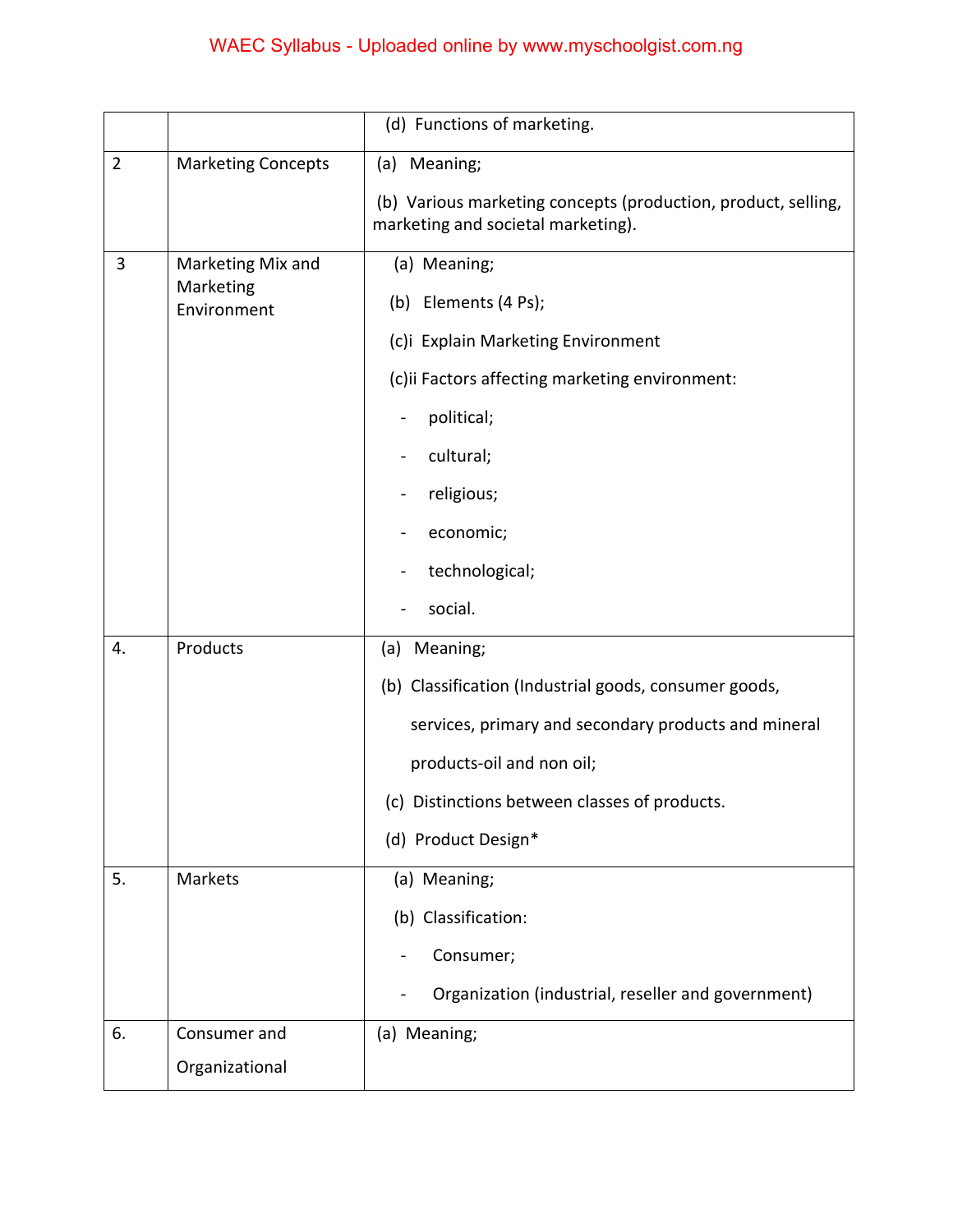| | | |
|---|---|---|
| | | (d) Functions of marketing. |
| 2 | Marketing Concepts | (a) Meaning;<br><br>(b) Various marketing concepts (production, product, selling, marketing and societal marketing). |
| 3 | Marketing Mix and Marketing Environment | (a) Meaning;<br><br>(b) Elements (4 Ps);<br><br>(c)i Explain Marketing Environment<br><br>(c)ii Factors affecting marketing environment:<br><br>- political;<br>- cultural;<br>- religious;<br>- economic;<br>- technological;<br>- social. |
| 4. | Products | (a) Meaning;<br><br>(b) Classification (Industrial goods, consumer goods, services, primary and secondary products and mineral products-oil and non oil;<br><br>(c) Distinctions between classes of products.<br><br>(d) Product Design* |
| 5. | Markets | (a) Meaning;<br><br>(b) Classification:<br><br>- Consumer;<br>- Organization (industrial, reseller and government) |
| 6. | Consumer and Organizational | (a) Meaning; |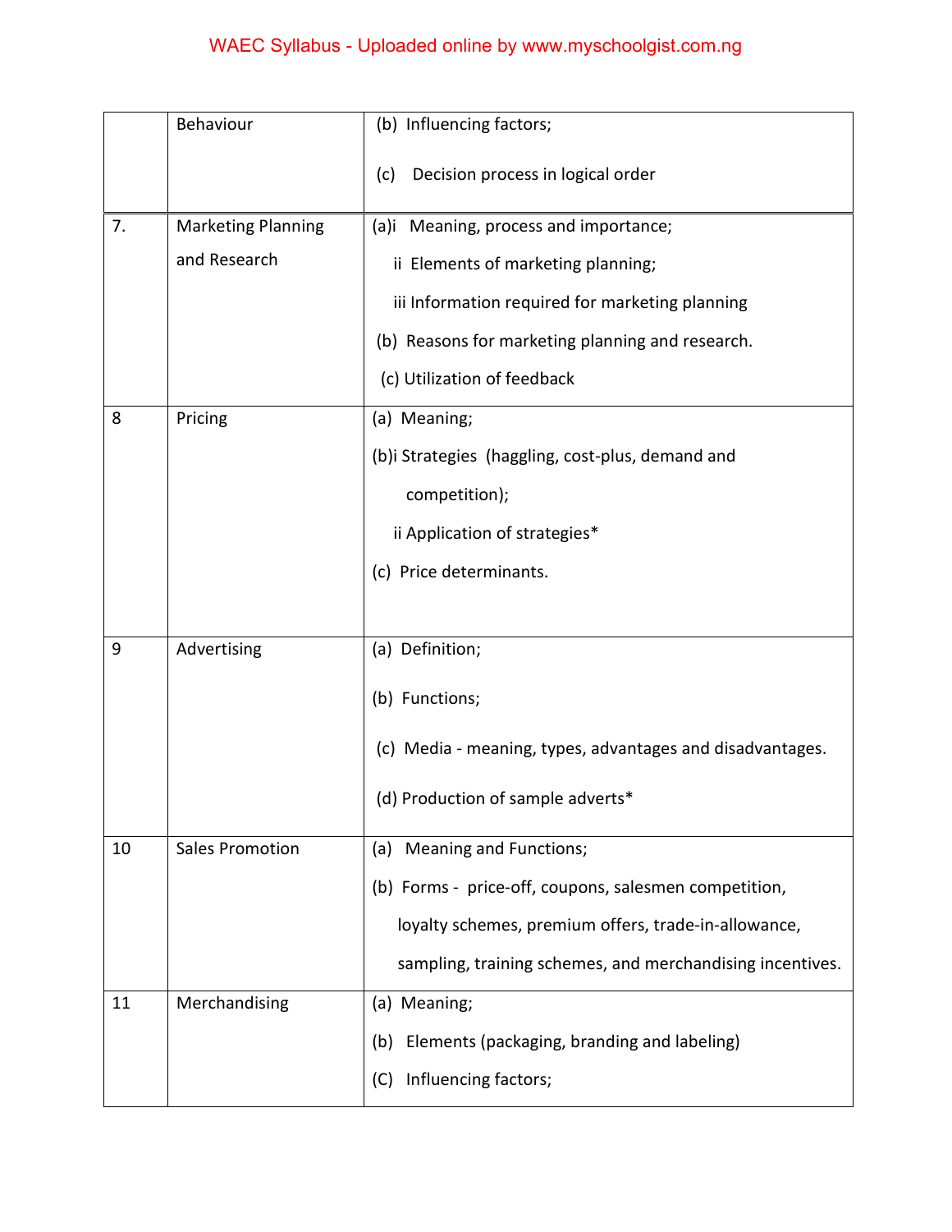|  |  |  |
|---|---|---|
|  | Behaviour | (b) Influencing factors;<br><br>(c) Decision process in logical order |
| 7. | Marketing Planning and Research | (a)i Meaning, process and importance;<br>ii Elements of marketing planning;<br>iii Information required for marketing planning<br>(b) Reasons for marketing planning and research.<br>(c) Utilization of feedback |
| 8 | Pricing | (a) Meaning;<br>(b)i Strategies (haggling, cost-plus, demand and competition);<br>ii Application of strategies*<br>(c) Price determinants. |
| 9 | Advertising | (a) Definition;<br><br>(b) Functions;<br><br>(c) Media - meaning, types, advantages and disadvantages.<br><br>(d) Production of sample adverts* |
| 10 | Sales Promotion | (a) Meaning and Functions;<br>(b) Forms - price-off, coupons, salesmen competition, loyalty schemes, premium offers, trade-in-allowance, sampling, training schemes, and merchandising incentives. |
| 11 | Merchandising | (a) Meaning;<br>(b) Elements (packaging, branding and labeling)<br>(C) Influencing factors; |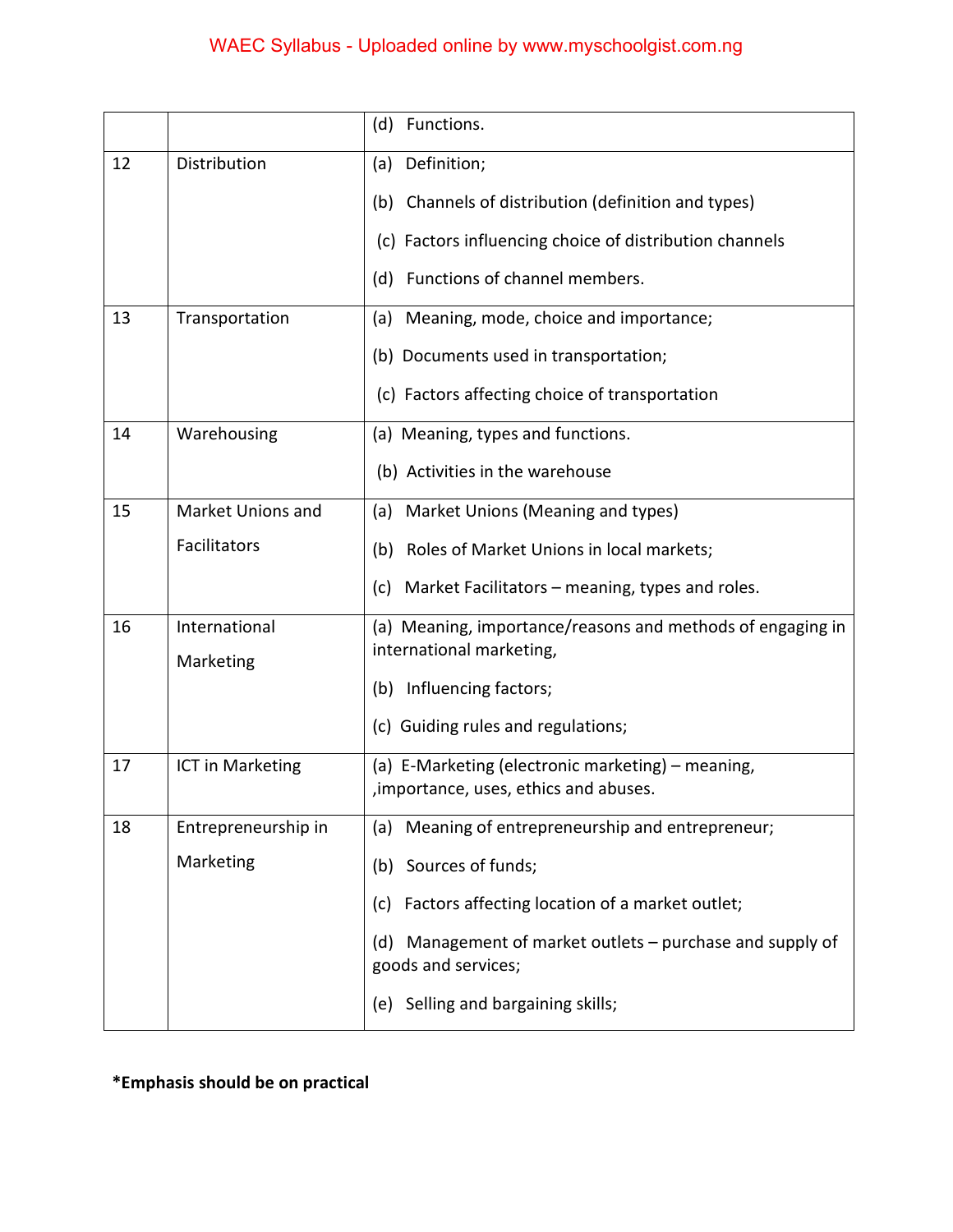| | | |
|---|---|---|
| | | (d) Functions. |
| 12 | Distribution | (a) Definition;<br>(b) Channels of distribution (definition and types)<br>(c) Factors influencing choice of distribution channels<br>(d) Functions of channel members. |
| 13 | Transportation | (a) Meaning, mode, choice and importance;<br>(b) Documents used in transportation;<br>(c) Factors affecting choice of transportation |
| 14 | Warehousing | (a) Meaning, types and functions.<br>(b) Activities in the warehouse |
| 15 | Market Unions and Facilitators | (a) Market Unions (Meaning and types)<br>(b) Roles of Market Unions in local markets;<br>(c) Market Facilitators – meaning, types and roles. |
| 16 | International Marketing | (a) Meaning, importance/reasons and methods of engaging in international marketing,<br>(b) Influencing factors;<br>(c) Guiding rules and regulations; |
| 17 | ICT in Marketing | (a) E-Marketing (electronic marketing) – meaning, ,importance, uses, ethics and abuses. |
| 18 | Entrepreneurship in Marketing | (a) Meaning of entrepreneurship and entrepreneur;<br>(b) Sources of funds;<br>(c) Factors affecting location of a market outlet;<br>(d) Management of market outlets – purchase and supply of goods and services;<br>(e) Selling and bargaining skills; |

**\*Emphasis should be on practical**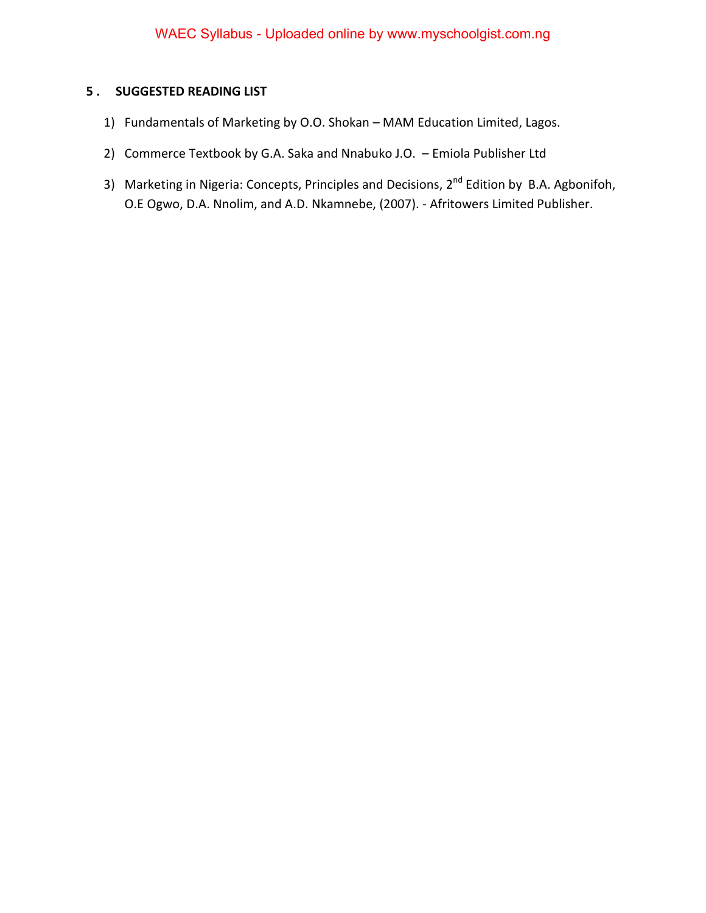## 5 . SUGGESTED READING LIST

1) Fundamentals of Marketing by O.O. Shokan – MAM Education Limited, Lagos.
2) Commerce Textbook by G.A. Saka and Nnabuko J.O. – Emiola Publisher Ltd
3) Marketing in Nigeria: Concepts, Principles and Decisions, 2nd Edition by B.A. Agbonifoh, O.E Ogwo, D.A. Nnolim, and A.D. Nkamnebe, (2007). - Afritowers Limited Publisher.